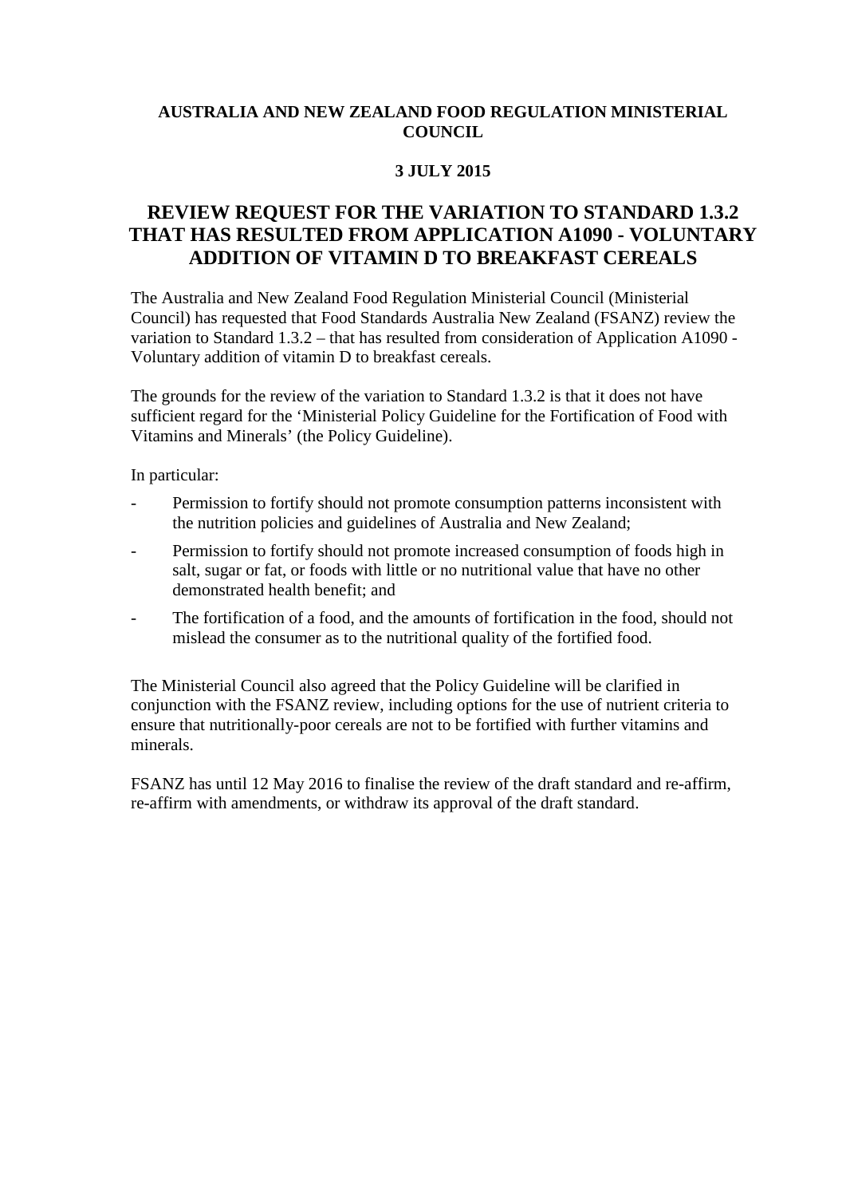**AUSTRALIA AND NEW ZEALAND FOOD REGULATION MINISTERIAL COUNCIL**

**3 JULY 2015**

# REVIEW REQUEST FOR THE VARIATION TO STANDARD 1.3.2 THAT HAS RESULTED FROM APPLICATION A1090 - VOLUNTARY ADDITION OF VITAMIN D TO BREAKFAST CEREALS

The Australia and New Zealand Food Regulation Ministerial Council (Ministerial Council) has requested that Food Standards Australia New Zealand (FSANZ) review the variation to Standard 1.3.2 – that has resulted from consideration of Application A1090 - Voluntary addition of vitamin D to breakfast cereals.

The grounds for the review of the variation to Standard 1.3.2 is that it does not have sufficient regard for the 'Ministerial Policy Guideline for the Fortification of Food with Vitamins and Minerals' (the Policy Guideline).

In particular:

- Permission to fortify should not promote consumption patterns inconsistent with the nutrition policies and guidelines of Australia and New Zealand;
- Permission to fortify should not promote increased consumption of foods high in salt, sugar or fat, or foods with little or no nutritional value that have no other demonstrated health benefit; and
- The fortification of a food, and the amounts of fortification in the food, should not mislead the consumer as to the nutritional quality of the fortified food.

The Ministerial Council also agreed that the Policy Guideline will be clarified in conjunction with the FSANZ review, including options for the use of nutrient criteria to ensure that nutritionally-poor cereals are not to be fortified with further vitamins and minerals.

FSANZ has until 12 May 2016 to finalise the review of the draft standard and re-affirm, re-affirm with amendments, or withdraw its approval of the draft standard.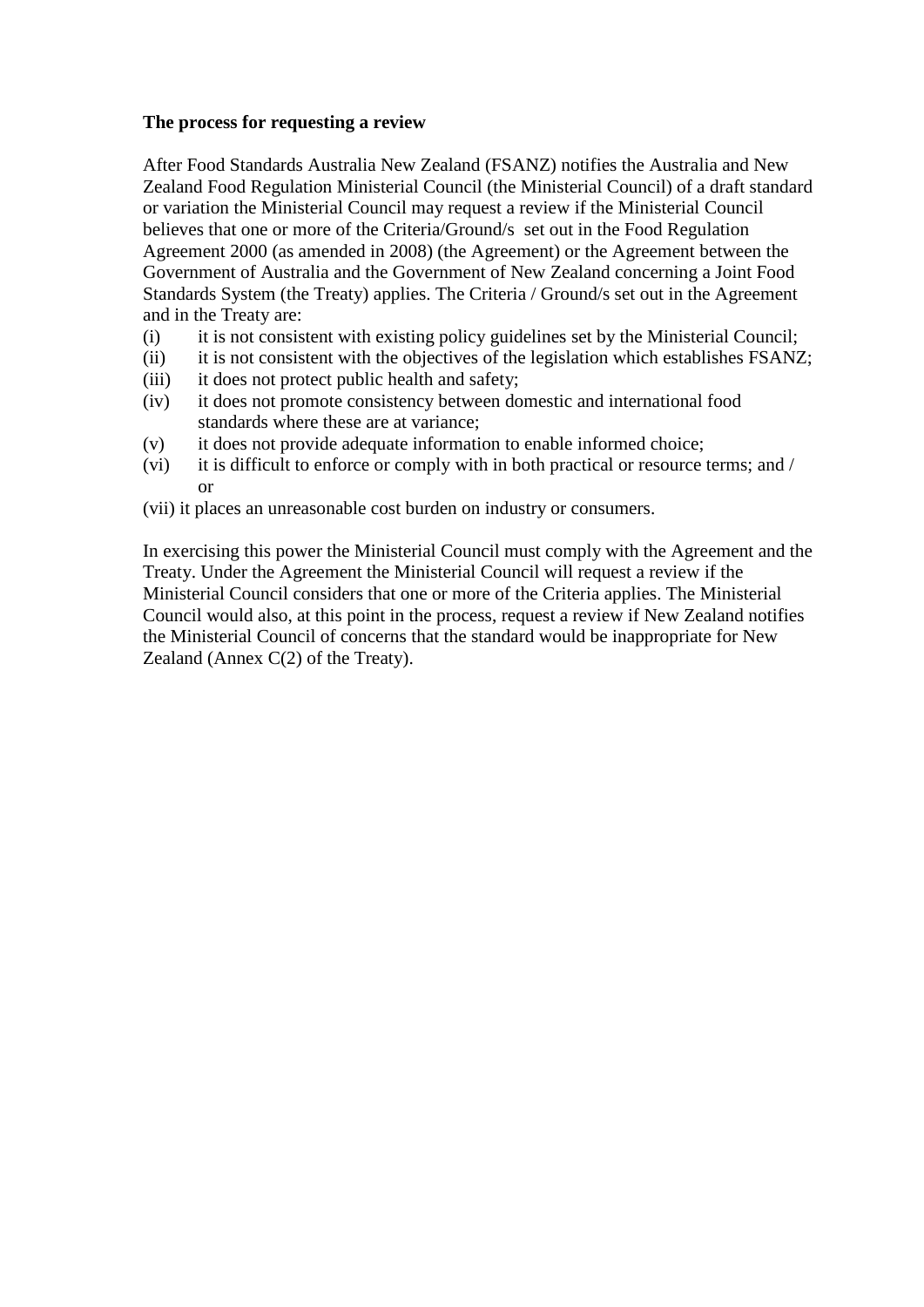**The process for requesting a review**

After Food Standards Australia New Zealand (FSANZ) notifies the Australia and New Zealand Food Regulation Ministerial Council (the Ministerial Council) of a draft standard or variation the Ministerial Council may request a review if the Ministerial Council believes that one or more of the Criteria/Ground/s set out in the Food Regulation Agreement 2000 (as amended in 2008) (the Agreement) or the Agreement between the Government of Australia and the Government of New Zealand concerning a Joint Food Standards System (the Treaty) applies. The Criteria / Ground/s set out in the Agreement and in the Treaty are:

(i) it is not consistent with existing policy guidelines set by the Ministerial Council;
(ii) it is not consistent with the objectives of the legislation which establishes FSANZ;
(iii) it does not protect public health and safety;
(iv) it does not promote consistency between domestic and international food standards where these are at variance;
(v) it does not provide adequate information to enable informed choice;
(vi) it is difficult to enforce or comply with in both practical or resource terms; and / or
(vii) it places an unreasonable cost burden on industry or consumers.

In exercising this power the Ministerial Council must comply with the Agreement and the Treaty. Under the Agreement the Ministerial Council will request a review if the Ministerial Council considers that one or more of the Criteria applies. The Ministerial Council would also, at this point in the process, request a review if New Zealand notifies the Ministerial Council of concerns that the standard would be inappropriate for New Zealand (Annex C(2) of the Treaty).